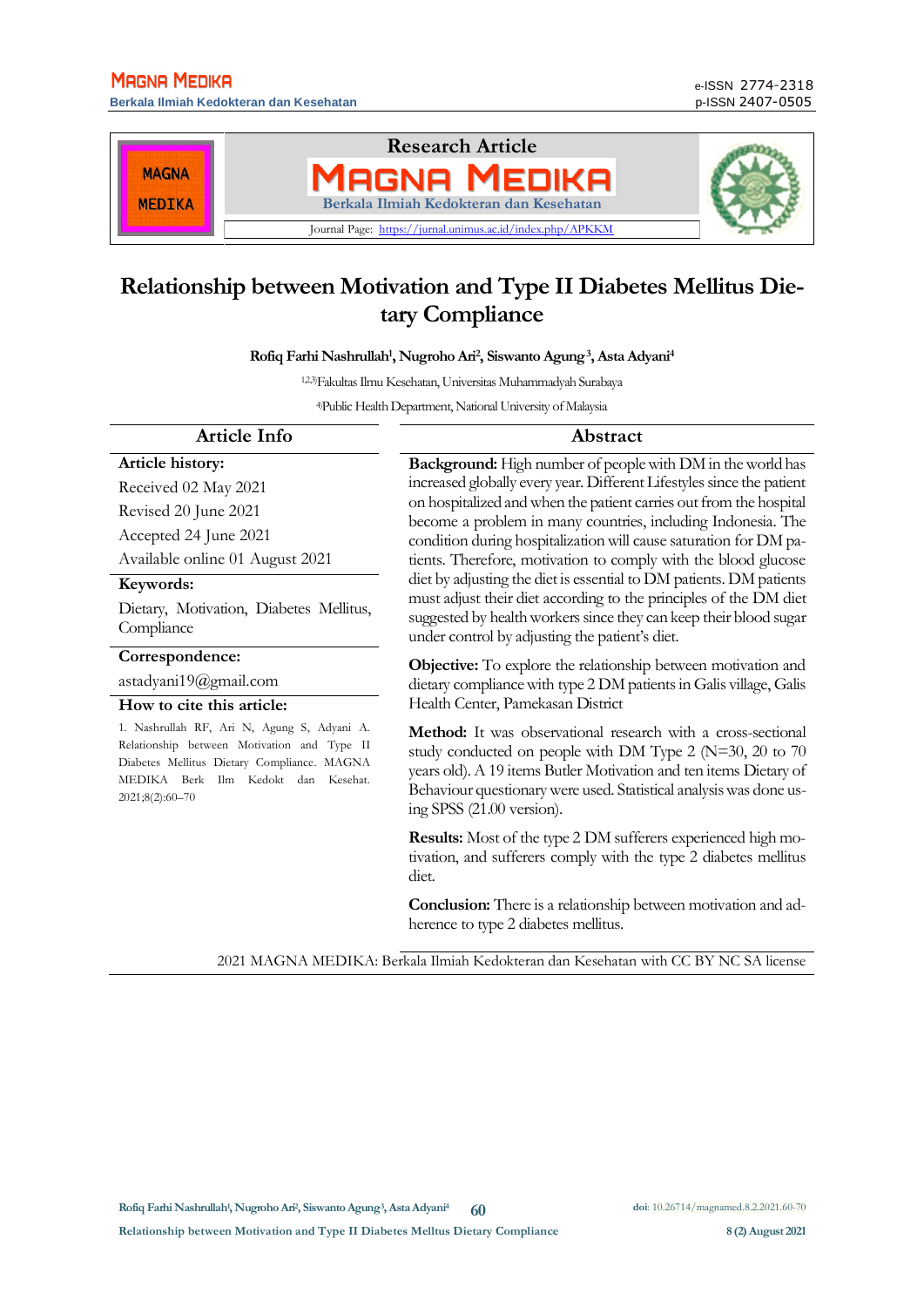Research Article

# Relationship between Motivation and Type II Diabetes Mellitus Dietary Compliance

**Rofiq Farhi Nashrullah[1], Nugroho Ari[2], Siswanto Agung[3], Asta Adyani[4]**

[1,2,3]Fakultas Ilmu Kesehatan, Universitas Muhammadyah Surabaya

[4]Public Health Department, National University of Malaysia

## Article Info

**Article history:**

Received 02 May 2021

Revised 20 June 2021

Accepted 24 June 2021

Available online 01 August 2021

**Keywords:**

Dietary, Motivation, Diabetes Mellitus, Compliance

**Correspondence:**

astadyani19@gmail.com

**How to cite this article:**

1. Nashrullah RF, Ari N, Agung S, Adyani A. Relationship between Motivation and Type II Diabetes Mellitus Dietary Compliance. MAGNA MEDIKA Berk Ilm Kedokt dan Kesehat. 2021;8(2):60–70

## Abstract

**Background:** High number of people with DM in the world has increased globally every year. Different Lifestyles since the patient on hospitalized and when the patient carries out from the hospital become a problem in many countries, including Indonesia. The condition during hospitalization will cause saturation for DM patients. Therefore, motivation to comply with the blood glucose diet by adjusting the diet is essential to DM patients. DM patients must adjust their diet according to the principles of the DM diet suggested by health workers since they can keep their blood sugar under control by adjusting the patient's diet.

**Objective:** To explore the relationship between motivation and dietary compliance with type 2 DM patients in Galis village, Galis Health Center, Pamekasan District

**Method:** It was observational research with a cross-sectional study conducted on people with DM Type 2 (N=30, 20 to 70 years old). A 19 items Butler Motivation and ten items Dietary of Behaviour questionary were used. Statistical analysis was done using SPSS (21.00 version).

**Results:** Most of the type 2 DM sufferers experienced high motivation, and sufferers comply with the type 2 diabetes mellitus diet.

**Conclusion:** There is a relationship between motivation and adherence to type 2 diabetes mellitus.

2021 MAGNA MEDIKA: Berkala Ilmiah Kedokteran dan Kesehatan with CC BY NC SA license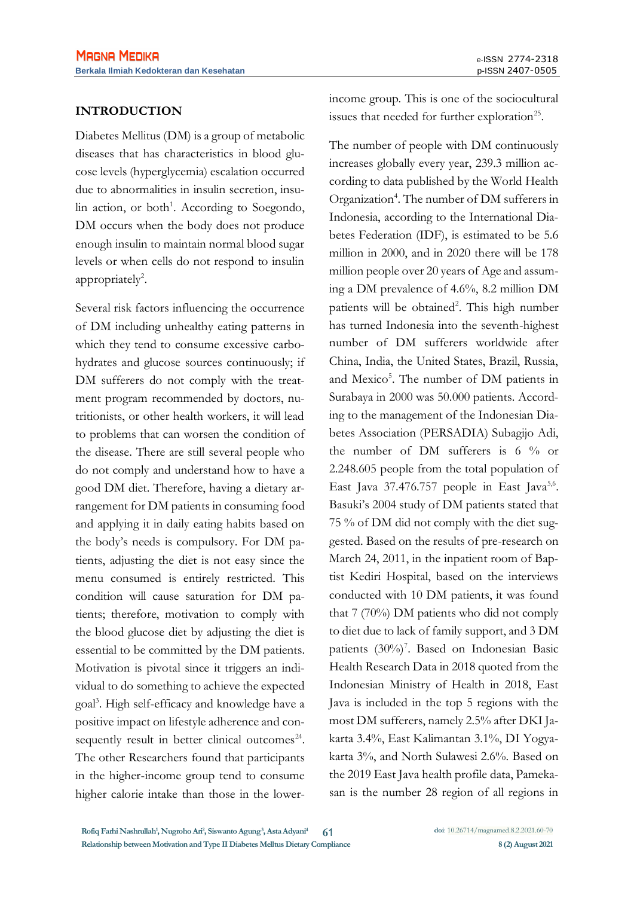## INTRODUCTION

Diabetes Mellitus (DM) is a group of metabolic diseases that has characteristics in blood glucose levels (hyperglycemia) escalation occurred due to abnormalities in insulin secretion, insulin action, or both[1]. According to Soegondo, DM occurs when the body does not produce enough insulin to maintain normal blood sugar levels or when cells do not respond to insulin appropriately[2].

Several risk factors influencing the occurrence of DM including unhealthy eating patterns in which they tend to consume excessive carbohydrates and glucose sources continuously; if DM sufferers do not comply with the treatment program recommended by doctors, nutritionists, or other health workers, it will lead to problems that can worsen the condition of the disease. There are still several people who do not comply and understand how to have a good DM diet. Therefore, having a dietary arrangement for DM patients in consuming food and applying it in daily eating habits based on the body's needs is compulsory. For DM patients, adjusting the diet is not easy since the menu consumed is entirely restricted. This condition will cause saturation for DM patients; therefore, motivation to comply with the blood glucose diet by adjusting the diet is essential to be committed by the DM patients. Motivation is pivotal since it triggers an individual to do something to achieve the expected goal[3]. High self-efficacy and knowledge have a positive impact on lifestyle adherence and consequently result in better clinical outcomes[24]. The other Researchers found that participants in the higher-income group tend to consume higher calorie intake than those in the lower-income group. This is one of the sociocultural issues that needed for further exploration[25].

The number of people with DM continuously increases globally every year, 239.3 million according to data published by the World Health Organization[4]. The number of DM sufferers in Indonesia, according to the International Diabetes Federation (IDF), is estimated to be 5.6 million in 2000, and in 2020 there will be 178 million people over 20 years of Age and assuming a DM prevalence of 4.6%, 8.2 million DM patients will be obtained[2]. This high number has turned Indonesia into the seventh-highest number of DM sufferers worldwide after China, India, the United States, Brazil, Russia, and Mexico[5]. The number of DM patients in Surabaya in 2000 was 50.000 patients. According to the management of the Indonesian Diabetes Association (PERSADIA) Subagijo Adi, the number of DM sufferers is 6 % or 2.248.605 people from the total population of East Java 37.476.757 people in East Java[5,6]. Basuki's 2004 study of DM patients stated that 75 % of DM did not comply with the diet suggested. Based on the results of pre-research on March 24, 2011, in the inpatient room of Baptist Kediri Hospital, based on the interviews conducted with 10 DM patients, it was found that 7 (70%) DM patients who did not comply to diet due to lack of family support, and 3 DM patients (30%)[7]. Based on Indonesian Basic Health Research Data in 2018 quoted from the Indonesian Ministry of Health in 2018, East Java is included in the top 5 regions with the most DM sufferers, namely 2.5% after DKI Jakarta 3.4%, East Kalimantan 3.1%, DI Yogyakarta 3%, and North Sulawesi 2.6%. Based on the 2019 East Java health profile data, Pamekasan is the number 28 region of all regions in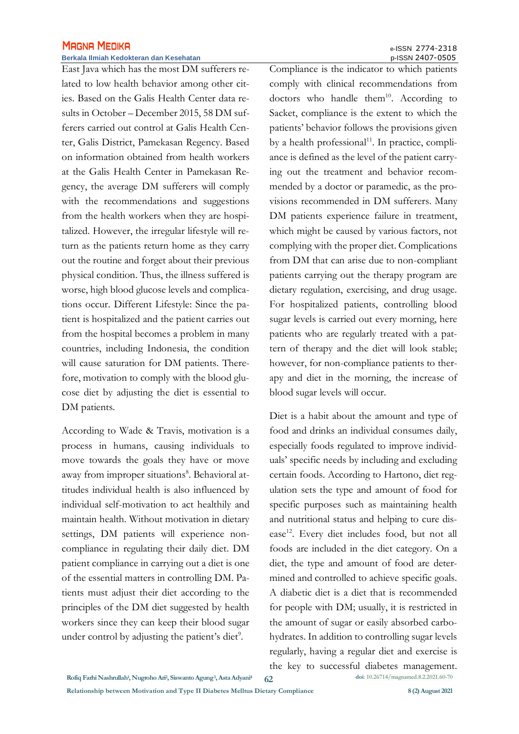East Java which has the most DM sufferers related to low health behavior among other cities. Based on the Galis Health Center data results in October – December 2015, 58 DM sufferers carried out control at Galis Health Center, Galis District, Pamekasan Regency. Based on information obtained from health workers at the Galis Health Center in Pamekasan Regency, the average DM sufferers will comply with the recommendations and suggestions from the health workers when they are hospitalized. However, the irregular lifestyle will return as the patients return home as they carry out the routine and forget about their previous physical condition. Thus, the illness suffered is worse, high blood glucose levels and complications occur. Different Lifestyle: Since the patient is hospitalized and the patient carries out from the hospital becomes a problem in many countries, including Indonesia, the condition will cause saturation for DM patients. Therefore, motivation to comply with the blood glucose diet by adjusting the diet is essential to DM patients.

According to Wade & Travis, motivation is a process in humans, causing individuals to move towards the goals they have or move away from improper situations[8]. Behavioral attitudes individual health is also influenced by individual self-motivation to act healthily and maintain health. Without motivation in dietary settings, DM patients will experience non-compliance in regulating their daily diet. DM patient compliance in carrying out a diet is one of the essential matters in controlling DM. Patients must adjust their diet according to the principles of the DM diet suggested by health workers since they can keep their blood sugar under control by adjusting the patient's diet[9].

Compliance is the indicator to which patients comply with clinical recommendations from doctors who handle them[10]. According to Sacket, compliance is the extent to which the patients' behavior follows the provisions given by a health professional[11]. In practice, compliance is defined as the level of the patient carrying out the treatment and behavior recommended by a doctor or paramedic, as the provisions recommended in DM sufferers. Many DM patients experience failure in treatment, which might be caused by various factors, not complying with the proper diet. Complications from DM that can arise due to non-compliant patients carrying out the therapy program are dietary regulation, exercising, and drug usage. For hospitalized patients, controlling blood sugar levels is carried out every morning, here patients who are regularly treated with a pattern of therapy and the diet will look stable; however, for non-compliance patients to therapy and diet in the morning, the increase of blood sugar levels will occur.

Diet is a habit about the amount and type of food and drinks an individual consumes daily, especially foods regulated to improve individuals' specific needs by including and excluding certain foods. According to Hartono, diet regulation sets the type and amount of food for specific purposes such as maintaining health and nutritional status and helping to cure disease[12]. Every diet includes food, but not all foods are included in the diet category. On a diet, the type and amount of food are determined and controlled to achieve specific goals. A diabetic diet is a diet that is recommended for people with DM; usually, it is restricted in the amount of sugar or easily absorbed carbohydrates. In addition to controlling sugar levels regularly, having a regular diet and exercise is the key to successful diabetes management.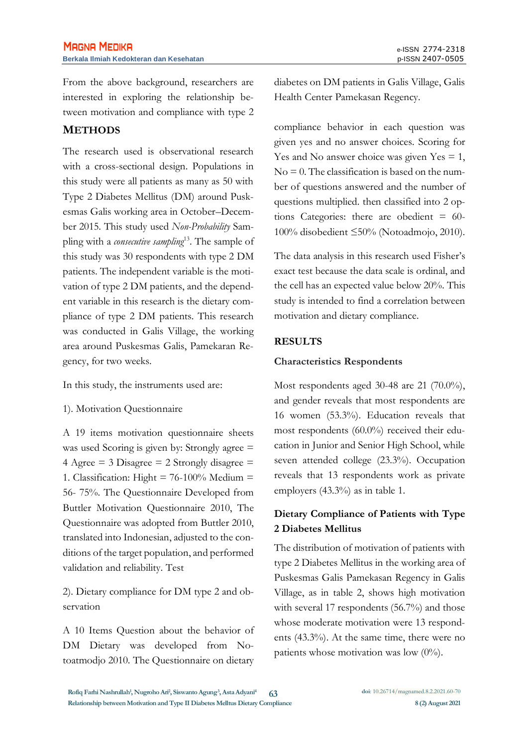From the above background, researchers are interested in exploring the relationship between motivation and compliance with type 2 diabetes on DM patients in Galis Village, Galis Health Center Pamekasan Regency.

## METHODS

The research used is observational research with a cross-sectional design. Populations in this study were all patients as many as 50 with Type 2 Diabetes Mellitus (DM) around Puskesmas Galis working area in October–December 2015. This study used *Non-Probability* Sampling with a *consecutive sampling*[13]. The sample of this study was 30 respondents with type 2 DM patients. The independent variable is the motivation of type 2 DM patients, and the dependent variable in this research is the dietary compliance of type 2 DM patients. This research was conducted in Galis Village, the working area around Puskesmas Galis, Pamekaran Regency, for two weeks.

In this study, the instruments used are:

1). Motivation Questionnaire

A 19 items motivation questionnaire sheets was used Scoring is given by: Strongly agree = 4 Agree = 3 Disagree = 2 Strongly disagree = 1. Classification: Hight = 76-100% Medium = 56- 75%. The Questionnaire Developed from Buttler Motivation Questionnaire 2010, The Questionnaire was adopted from Buttler 2010, translated into Indonesian, adjusted to the conditions of the target population, and performed validation and reliability. Test

2). Dietary compliance for DM type 2 and observation

A 10 Items Question about the behavior of DM Dietary was developed from Notoatmodjo 2010. The Questionnaire on dietary compliance behavior in each question was given yes and no answer choices. Scoring for Yes and No answer choice was given Yes = 1, No = 0. The classification is based on the number of questions answered and the number of questions multiplied. then classified into 2 options Categories: there are obedient = 60-100% disobedient ≤50% (Notoadmojo, 2010).

The data analysis in this research used Fisher's exact test because the data scale is ordinal, and the cell has an expected value below 20%. This study is intended to find a correlation between motivation and dietary compliance.

## RESULTS

### Characteristics Respondents

Most respondents aged 30-48 are 21 (70.0%), and gender reveals that most respondents are 16 women (53.3%). Education reveals that most respondents (60.0%) received their education in Junior and Senior High School, while seven attended college (23.3%). Occupation reveals that 13 respondents work as private employers (43.3%) as in table 1.

### Dietary Compliance of Patients with Type 2 Diabetes Mellitus

The distribution of motivation of patients with type 2 Diabetes Mellitus in the working area of Puskesmas Galis Pamekasan Regency in Galis Village, as in table 2, shows high motivation with several 17 respondents (56.7%) and those whose moderate motivation were 13 respondents (43.3%). At the same time, there were no patients whose motivation was low (0%).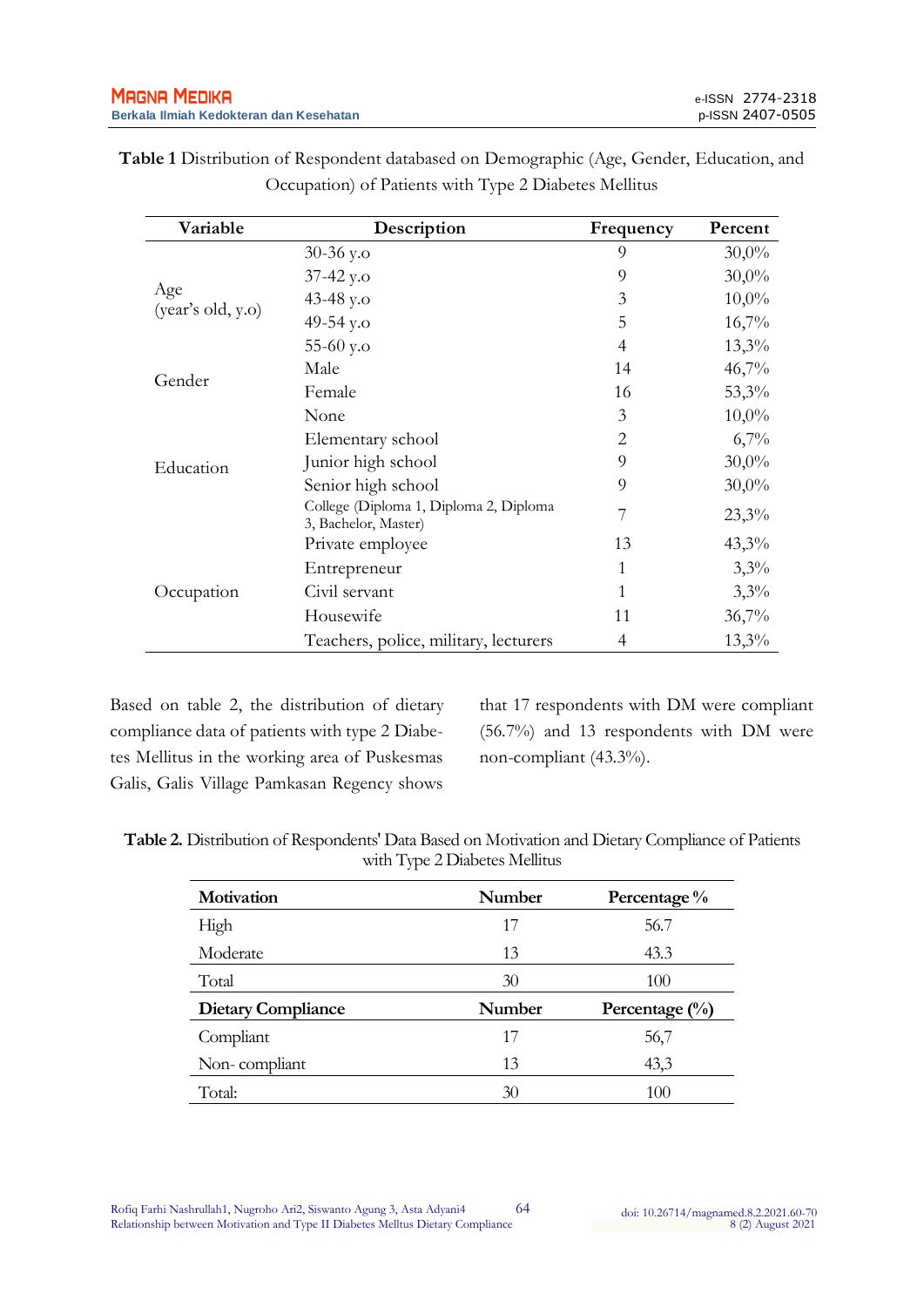**Table 1** Distribution of Respondent databased on Demographic (Age, Gender, Education, and Occupation) of Patients with Type 2 Diabetes Mellitus

| Variable | Description | Frequency | Percent |
|---|---|---|---|
| Age (year's old, y.o) | 30-36 y.o | 9 | 30,0% |
| | 37-42 y.o | 9 | 30,0% |
| | 43-48 y.o | 3 | 10,0% |
| | 49-54 y.o | 5 | 16,7% |
| | 55-60 y.o | 4 | 13,3% |
| Gender | Male | 14 | 46,7% |
| | Female | 16 | 53,3% |
| Education | None | 3 | 10,0% |
| | Elementary school | 2 | 6,7% |
| | Junior high school | 9 | 30,0% |
| | Senior high school | 9 | 30,0% |
| | College (Diploma 1, Diploma 2, Diploma 3, Bachelor, Master) | 7 | 23,3% |
| Occupation | Private employee | 13 | 43,3% |
| | Entrepreneur | 1 | 3,3% |
| | Civil servant | 1 | 3,3% |
| | Housewife | 11 | 36,7% |
| | Teachers, police, military, lecturers | 4 | 13,3% |

Based on table 2, the distribution of dietary compliance data of patients with type 2 Diabetes Mellitus in the working area of Puskesmas Galis, Galis Village Pamkasan Regency shows that 17 respondents with DM were compliant (56.7%) and 13 respondents with DM were non-compliant (43.3%).

**Table 2.** Distribution of Respondents' Data Based on Motivation and Dietary Compliance of Patients with Type 2 Diabetes Mellitus

| **Motivation** | **Number** | **Percentage %** |
|---|---|---|
| High | 17 | 56.7 |
| Moderate | 13 | 43.3 |
| Total | 30 | 100 |
| **Dietary Compliance** | **Number** | **Percentage (%)** |
| Compliant | 17 | 56,7 |
| Non- compliant | 13 | 43,3 |
| Total: | 30 | 100 |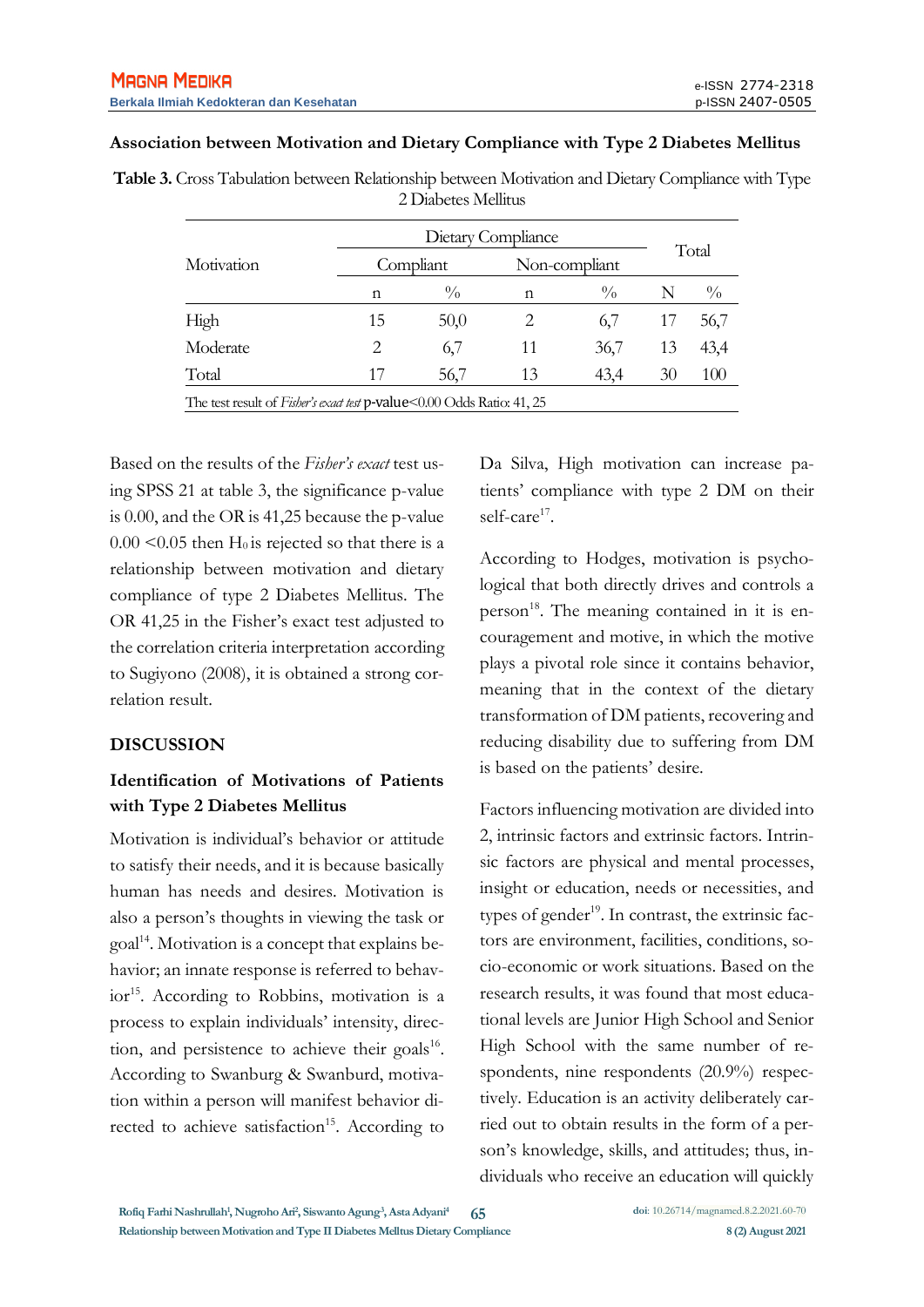### Association between Motivation and Dietary Compliance with Type 2 Diabetes Mellitus

**Table 3.** Cross Tabulation between Relationship between Motivation and Dietary Compliance with Type 2 Diabetes Mellitus

| Motivation | Dietary Compliance | | | | Total | |
|---|---|---|---|---|---|---|
| | Compliant | | Non-compliant | | | |
| | n | % | n | % | N | % |
| High | 15 | 50,0 | 2 | 6,7 | 17 | 56,7 |
| Moderate | 2 | 6,7 | 11 | 36,7 | 13 | 43,4 |
| Total | 17 | 56,7 | 13 | 43,4 | 30 | 100 |

The test result of *Fisher's exact test* p-value<0.00 Odds Ratio: 41, 25

Based on the results of the *Fisher's exact* test using SPSS 21 at table 3, the significance p-value is 0.00, and the OR is 41,25 because the p-value 0.00 <0.05 then $H_0$ is rejected so that there is a relationship between motivation and dietary compliance of type 2 Diabetes Mellitus. The OR 41,25 in the Fisher's exact test adjusted to the correlation criteria interpretation according to Sugiyono (2008), it is obtained a strong correlation result.

## DISCUSSION

### Identification of Motivations of Patients with Type 2 Diabetes Mellitus

Motivation is individual's behavior or attitude to satisfy their needs, and it is because basically human has needs and desires. Motivation is also a person's thoughts in viewing the task or goal[14]. Motivation is a concept that explains behavior; an innate response is referred to behavior[15]. According to Robbins, motivation is a process to explain individuals' intensity, direction, and persistence to achieve their goals[16]. According to Swanburg & Swanburd, motivation within a person will manifest behavior directed to achieve satisfaction[15]. According to Da Silva, High motivation can increase patients' compliance with type 2 DM on their self-care[17].

According to Hodges, motivation is psychological that both directly drives and controls a person[18]. The meaning contained in it is encouragement and motive, in which the motive plays a pivotal role since it contains behavior, meaning that in the context of the dietary transformation of DM patients, recovering and reducing disability due to suffering from DM is based on the patients' desire.

Factors influencing motivation are divided into 2, intrinsic factors and extrinsic factors. Intrinsic factors are physical and mental processes, insight or education, needs or necessities, and types of gender[19]. In contrast, the extrinsic factors are environment, facilities, conditions, socio-economic or work situations. Based on the research results, it was found that most educational levels are Junior High School and Senior High School with the same number of respondents, nine respondents (20.9%) respectively. Education is an activity deliberately carried out to obtain results in the form of a person's knowledge, skills, and attitudes; thus, individuals who receive an education will quickly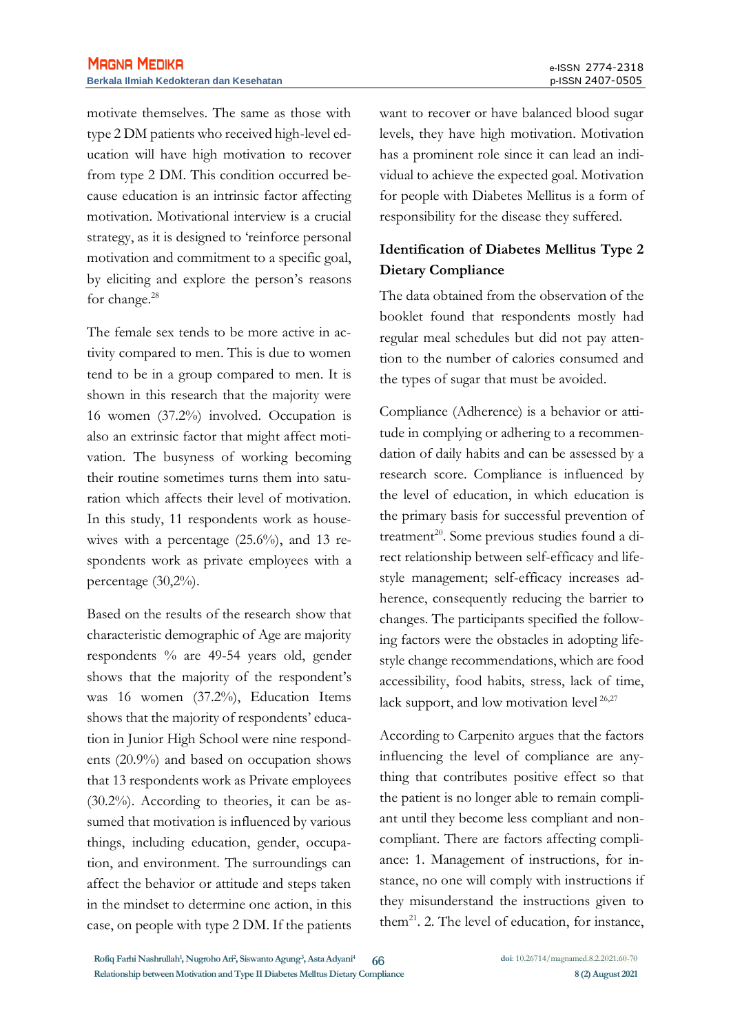motivate themselves. The same as those with type 2 DM patients who received high-level education will have high motivation to recover from type 2 DM. This condition occurred because education is an intrinsic factor affecting motivation. Motivational interview is a crucial strategy, as it is designed to 'reinforce personal motivation and commitment to a specific goal, by eliciting and explore the person's reasons for change.[28]

The female sex tends to be more active in activity compared to men. This is due to women tend to be in a group compared to men. It is shown in this research that the majority were 16 women (37.2%) involved. Occupation is also an extrinsic factor that might affect motivation. The busyness of working becoming their routine sometimes turns them into saturation which affects their level of motivation. In this study, 11 respondents work as housewives with a percentage (25.6%), and 13 respondents work as private employees with a percentage (30,2%).

Based on the results of the research show that characteristic demographic of Age are majority respondents % are 49-54 years old, gender shows that the majority of the respondent's was 16 women (37.2%), Education Items shows that the majority of respondents' education in Junior High School were nine respondents (20.9%) and based on occupation shows that 13 respondents work as Private employees (30.2%). According to theories, it can be assumed that motivation is influenced by various things, including education, gender, occupation, and environment. The surroundings can affect the behavior or attitude and steps taken in the mindset to determine one action, in this case, on people with type 2 DM. If the patients want to recover or have balanced blood sugar levels, they have high motivation. Motivation has a prominent role since it can lead an individual to achieve the expected goal. Motivation for people with Diabetes Mellitus is a form of responsibility for the disease they suffered.

**Identification of Diabetes Mellitus Type 2 Dietary Compliance**

The data obtained from the observation of the booklet found that respondents mostly had regular meal schedules but did not pay attention to the number of calories consumed and the types of sugar that must be avoided.

Compliance (Adherence) is a behavior or attitude in complying or adhering to a recommendation of daily habits and can be assessed by a research score. Compliance is influenced by the level of education, in which education is the primary basis for successful prevention of treatment[20]. Some previous studies found a direct relationship between self-efficacy and lifestyle management; self-efficacy increases adherence, consequently reducing the barrier to changes. The participants specified the following factors were the obstacles in adopting lifestyle change recommendations, which are food accessibility, food habits, stress, lack of time, lack support, and low motivation level [26,27]

According to Carpenito argues that the factors influencing the level of compliance are anything that contributes positive effect so that the patient is no longer able to remain compliant until they become less compliant and non-compliant. There are factors affecting compliance: 1. Management of instructions, for instance, no one will comply with instructions if they misunderstand the instructions given to them[21]. 2. The level of education, for instance,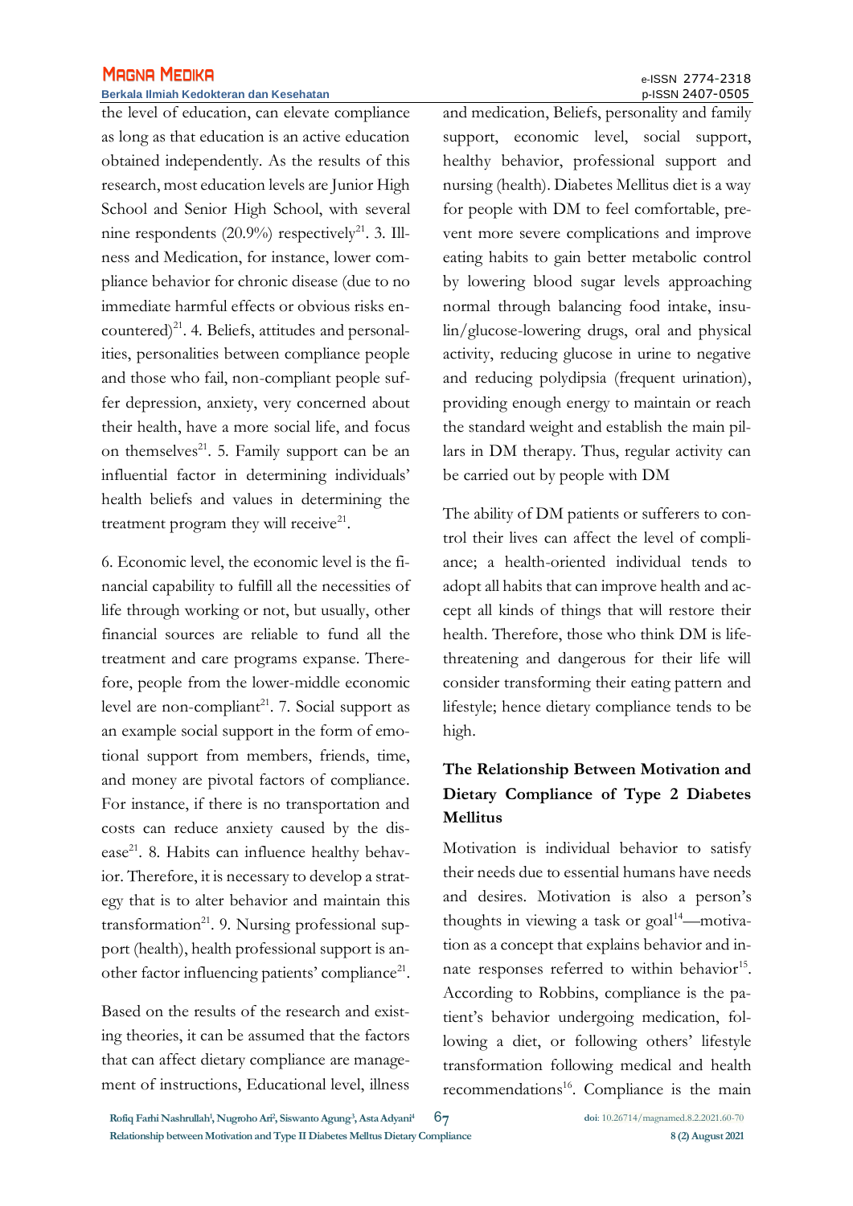the level of education, can elevate compliance as long as that education is an active education obtained independently. As the results of this research, most education levels are Junior High School and Senior High School, with several nine respondents (20.9%) respectively[21]. 3. Illness and Medication, for instance, lower compliance behavior for chronic disease (due to no immediate harmful effects or obvious risks encountered)[21]. 4. Beliefs, attitudes and personalities, personalities between compliance people and those who fail, non-compliant people suffer depression, anxiety, very concerned about their health, have a more social life, and focus on themselves[21]. 5. Family support can be an influential factor in determining individuals' health beliefs and values in determining the treatment program they will receive[21].

6. Economic level, the economic level is the financial capability to fulfill all the necessities of life through working or not, but usually, other financial sources are reliable to fund all the treatment and care programs expanse. Therefore, people from the lower-middle economic level are non-compliant[21]. 7. Social support as an example social support in the form of emotional support from members, friends, time, and money are pivotal factors of compliance. For instance, if there is no transportation and costs can reduce anxiety caused by the disease[21]. 8. Habits can influence healthy behavior. Therefore, it is necessary to develop a strategy that is to alter behavior and maintain this transformation[21]. 9. Nursing professional support (health), health professional support is another factor influencing patients' compliance[21].

Based on the results of the research and existing theories, it can be assumed that the factors that can affect dietary compliance are management of instructions, Educational level, illness and medication, Beliefs, personality and family support, economic level, social support, healthy behavior, professional support and nursing (health). Diabetes Mellitus diet is a way for people with DM to feel comfortable, prevent more severe complications and improve eating habits to gain better metabolic control by lowering blood sugar levels approaching normal through balancing food intake, insulin/glucose-lowering drugs, oral and physical activity, reducing glucose in urine to negative and reducing polydipsia (frequent urination), providing enough energy to maintain or reach the standard weight and establish the main pillars in DM therapy. Thus, regular activity can be carried out by people with DM

The ability of DM patients or sufferers to control their lives can affect the level of compliance; a health-oriented individual tends to adopt all habits that can improve health and accept all kinds of things that will restore their health. Therefore, those who think DM is life-threatening and dangerous for their life will consider transforming their eating pattern and lifestyle; hence dietary compliance tends to be high.

### The Relationship Between Motivation and Dietary Compliance of Type 2 Diabetes Mellitus

Motivation is individual behavior to satisfy their needs due to essential humans have needs and desires. Motivation is also a person's thoughts in viewing a task or goal[14]—motivation as a concept that explains behavior and innate responses referred to within behavior[15]. According to Robbins, compliance is the patient's behavior undergoing medication, following a diet, or following others' lifestyle transformation following medical and health recommendations[16]. Compliance is the main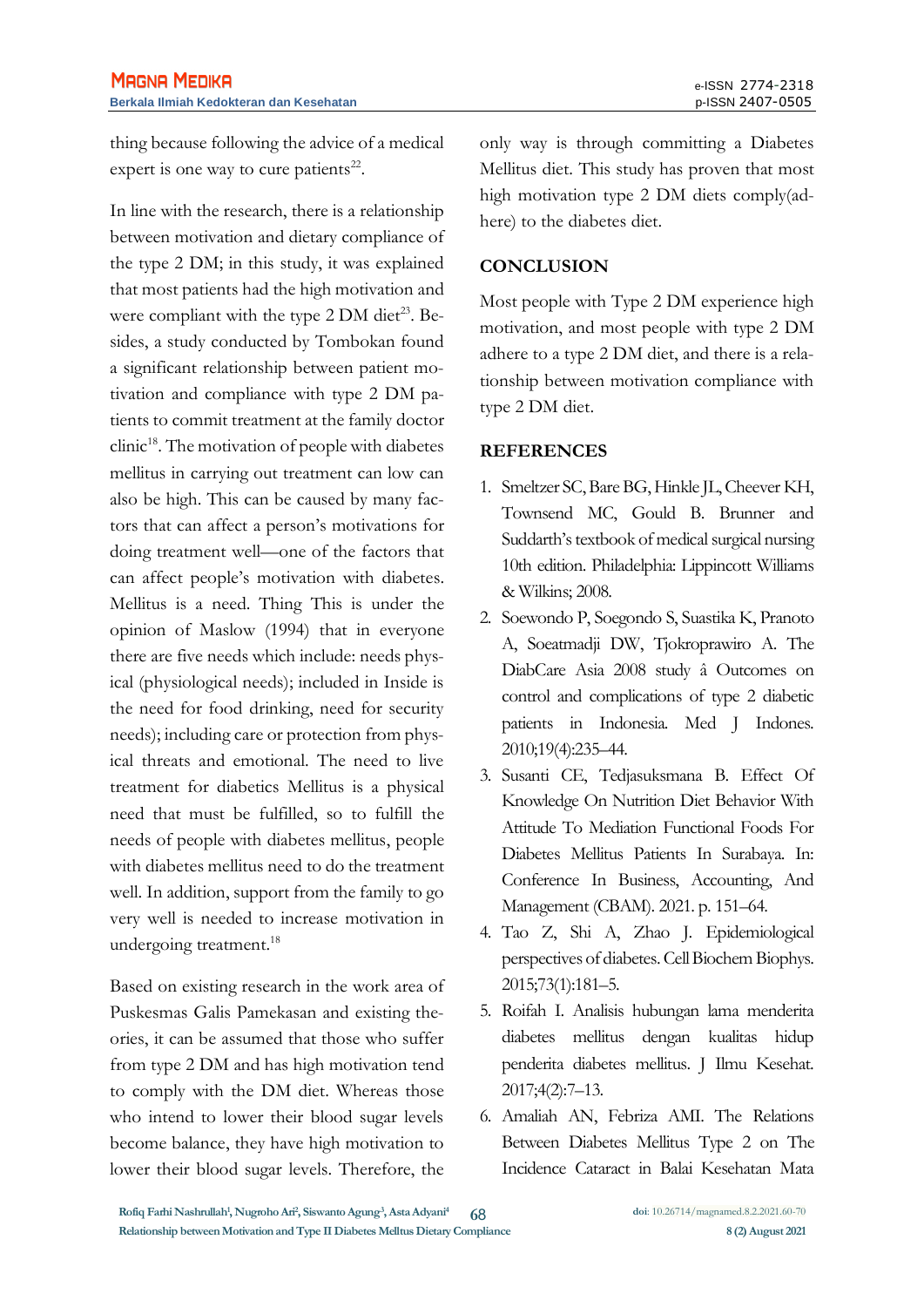thing because following the advice of a medical expert is one way to cure patients[22].

In line with the research, there is a relationship between motivation and dietary compliance of the type 2 DM; in this study, it was explained that most patients had the high motivation and were compliant with the type 2 DM diet[23]. Besides, a study conducted by Tombokan found a significant relationship between patient motivation and compliance with type 2 DM patients to commit treatment at the family doctor clinic[18]. The motivation of people with diabetes mellitus in carrying out treatment can low can also be high. This can be caused by many factors that can affect a person's motivations for doing treatment well—one of the factors that can affect people's motivation with diabetes. Mellitus is a need. Thing This is under the opinion of Maslow (1994) that in everyone there are five needs which include: needs physical (physiological needs); included in Inside is the need for food drinking, need for security needs); including care or protection from physical threats and emotional. The need to live treatment for diabetics Mellitus is a physical need that must be fulfilled, so to fulfill the needs of people with diabetes mellitus, people with diabetes mellitus need to do the treatment well. In addition, support from the family to go very well is needed to increase motivation in undergoing treatment.[18]

Based on existing research in the work area of Puskesmas Galis Pamekasan and existing theories, it can be assumed that those who suffer from type 2 DM and has high motivation tend to comply with the DM diet. Whereas those who intend to lower their blood sugar levels become balance, they have high motivation to lower their blood sugar levels. Therefore, the only way is through committing a Diabetes Mellitus diet. This study has proven that most high motivation type 2 DM diets comply(adhere) to the diabetes diet.

## CONCLUSION

Most people with Type 2 DM experience high motivation, and most people with type 2 DM adhere to a type 2 DM diet, and there is a relationship between motivation compliance with type 2 DM diet.

## REFERENCES

1. Smeltzer SC, Bare BG, Hinkle JL, Cheever KH, Townsend MC, Gould B. Brunner and Suddarth's textbook of medical surgical nursing 10th edition. Philadelphia: Lippincott Williams & Wilkins; 2008.
2. Soewondo P, Soegondo S, Suastika K, Pranoto A, Soeatmadji DW, Tjokroprawiro A. The DiabCare Asia 2008 study â Outcomes on control and complications of type 2 diabetic patients in Indonesia. Med J Indones. 2010;19(4):235–44.
3. Susanti CE, Tedjasuksmana B. Effect Of Knowledge On Nutrition Diet Behavior With Attitude To Mediation Functional Foods For Diabetes Mellitus Patients In Surabaya. In: Conference In Business, Accounting, And Management (CBAM). 2021. p. 151–64.
4. Tao Z, Shi A, Zhao J. Epidemiological perspectives of diabetes. Cell Biochem Biophys. 2015;73(1):181–5.
5. Roifah I. Analisis hubungan lama menderita diabetes mellitus dengan kualitas hidup penderita diabetes mellitus. J Ilmu Kesehat. 2017;4(2):7–13.
6. Amaliah AN, Febriza AMI. The Relations Between Diabetes Mellitus Type 2 on The Incidence Cataract in Balai Kesehatan Mata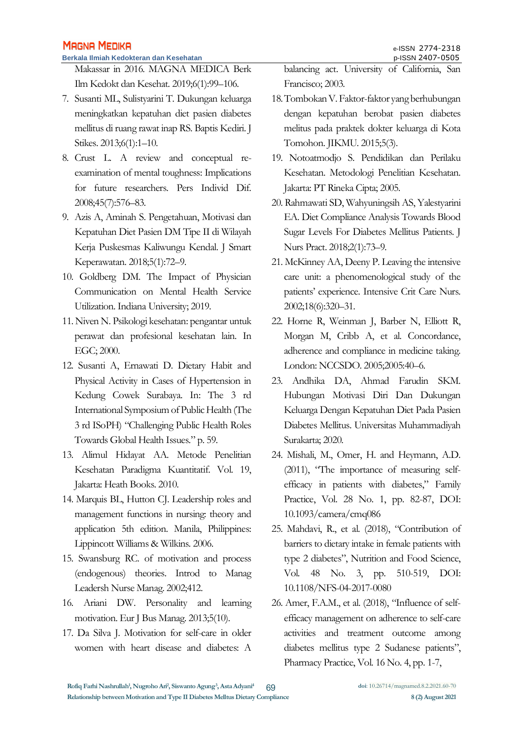Makassar in 2016. MAGNA MEDICA Berk Ilm Kedokt dan Kesehat. 2019;6(1):99–106.

7. Susanti ML, Sulistyarini T. Dukungan keluarga meningkatkan kepatuhan diet pasien diabetes mellitus di ruang rawat inap RS. Baptis Kediri. J Stikes. 2013;6(1):1–10.
8. Crust L. A review and conceptual re-examination of mental toughness: Implications for future researchers. Pers Individ Dif. 2008;45(7):576–83.
9. Azis A, Aminah S. Pengetahuan, Motivasi dan Kepatuhan Diet Pasien DM Tipe II di Wilayah Kerja Puskesmas Kaliwungu Kendal. J Smart Keperawatan. 2018;5(1):72–9.
10. Goldberg DM. The Impact of Physician Communication on Mental Health Service Utilization. Indiana University; 2019.
11. Niven N. Psikologi kesehatan: pengantar untuk perawat dan profesional kesehatan lain. In EGC; 2000.
12. Susanti A, Ernawati D. Dietary Habit and Physical Activity in Cases of Hypertension in Kedung Cowek Surabaya. In: The 3 rd International Symposium of Public Health (The 3 rd ISoPH) "Challenging Public Health Roles Towards Global Health Issues." p. 59.
13. Alimul Hidayat AA. Metode Penelitian Kesehatan Paradigma Kuantitatif. Vol. 19, Jakarta: Heath Books. 2010.
14. Marquis BL, Hutton CJ. Leadership roles and management functions in nursing: theory and application 5th edition. Manila, Philippines: Lippincott Williams & Wilkins. 2006.
15. Swansburg RC. of motivation and process (endogenous) theories. Introd to Manag Leadersh Nurse Manag. 2002;412.
16. Ariani DW. Personality and learning motivation. Eur J Bus Manag. 2013;5(10).
17. Da Silva J. Motivation for self-care in older women with heart disease and diabetes: A balancing act. University of California, San Francisco; 2003.
18. Tombokan V. Faktor-faktor yang berhubungan dengan kepatuhan berobat pasien diabetes melitus pada praktek dokter keluarga di Kota Tomohon. JIKMU. 2015;5(3).
19. Notoatmodjo S. Pendidikan dan Perilaku Kesehatan. Metodologi Penelitian Kesehatan. Jakarta: PT Rineka Cipta; 2005.
20. Rahmawati SD, Wahyuningsih AS, Yalestyarini EA. Diet Compliance Analysis Towards Blood Sugar Levels For Diabetes Mellitus Patients. J Nurs Pract. 2018;2(1):73–9.
21. McKinney AA, Deeny P. Leaving the intensive care unit: a phenomenological study of the patients' experience. Intensive Crit Care Nurs. 2002;18(6):320–31.
22. Horne R, Weinman J, Barber N, Elliott R, Morgan M, Cribb A, et al. Concordance, adherence and compliance in medicine taking. London: NCCSDO. 2005;2005:40–6.
23. Andhika DA, Ahmad Farudin SKM. Hubungan Motivasi Diri Dan Dukungan Keluarga Dengan Kepatuhan Diet Pada Pasien Diabetes Mellitus. Universitas Muhammadiyah Surakarta; 2020.
24. Mishali, M., Omer, H. and Heymann, A.D. (2011), "The importance of measuring self-efficacy in patients with diabetes," Family Practice, Vol. 28 No. 1, pp. 82-87, DOI: 10.1093/camera/cmq086
25. Mahdavi, R., et al. (2018), "Contribution of barriers to dietary intake in female patients with type 2 diabetes", Nutrition and Food Science, Vol. 48 No. 3, pp. 510-519, DOI: 10.1108/NFS-04-2017-0080
26. Amer, F.A.M., et al. (2018), "Influence of self-efficacy management on adherence to self-care activities and treatment outcome among diabetes mellitus type 2 Sudanese patients", Pharmacy Practice, Vol. 16 No. 4, pp. 1-7,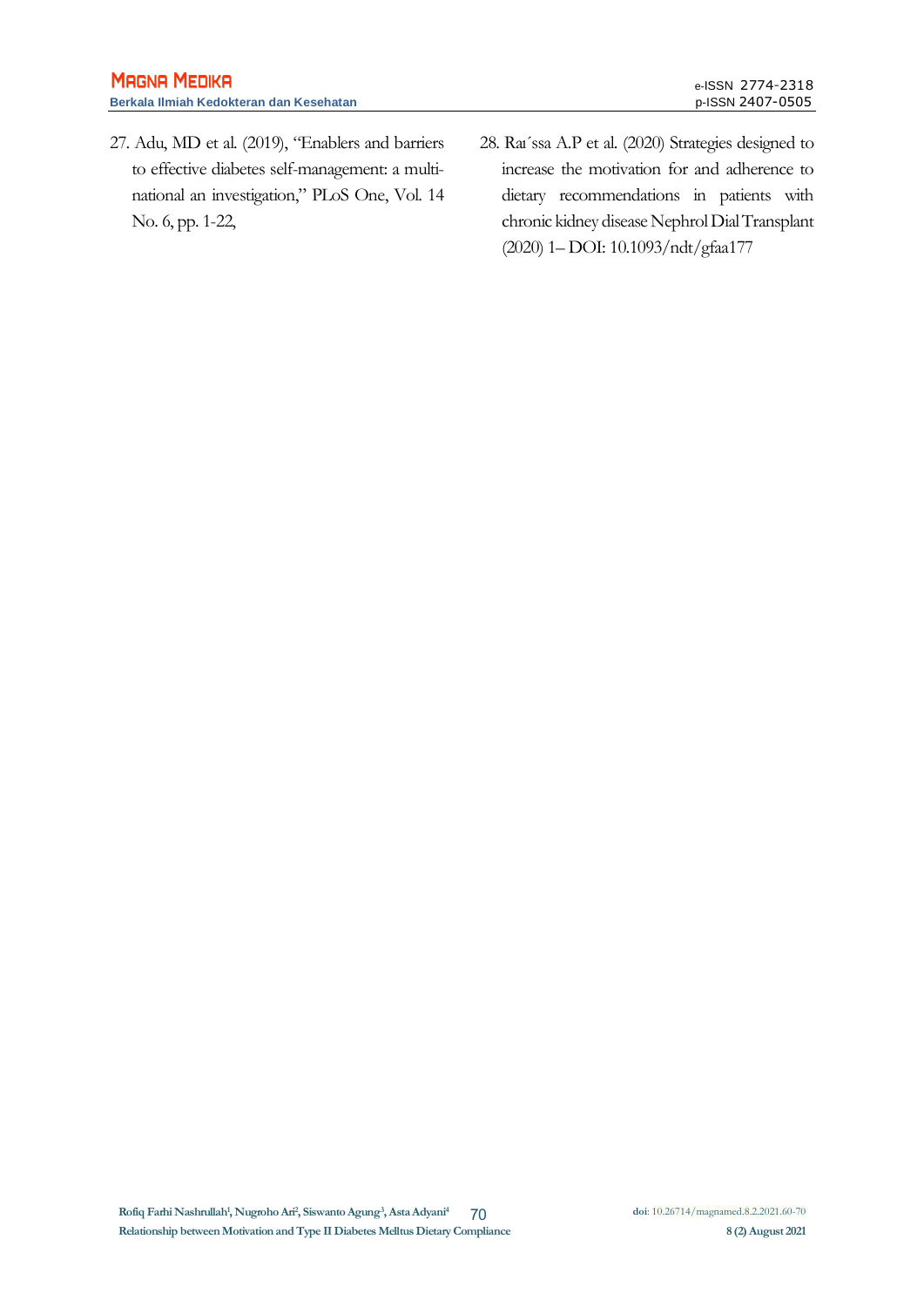27. Adu, MD et al. (2019), "Enablers and barriers to effective diabetes self-management: a multi-national an investigation," PLoS One, Vol. 14 No. 6, pp. 1-22,
28. Raı´ssa A.P et al. (2020) Strategies designed to increase the motivation for and adherence to dietary recommendations in patients with chronic kidney disease Nephrol Dial Transplant (2020) 1– DOI: 10.1093/ndt/gfaa177